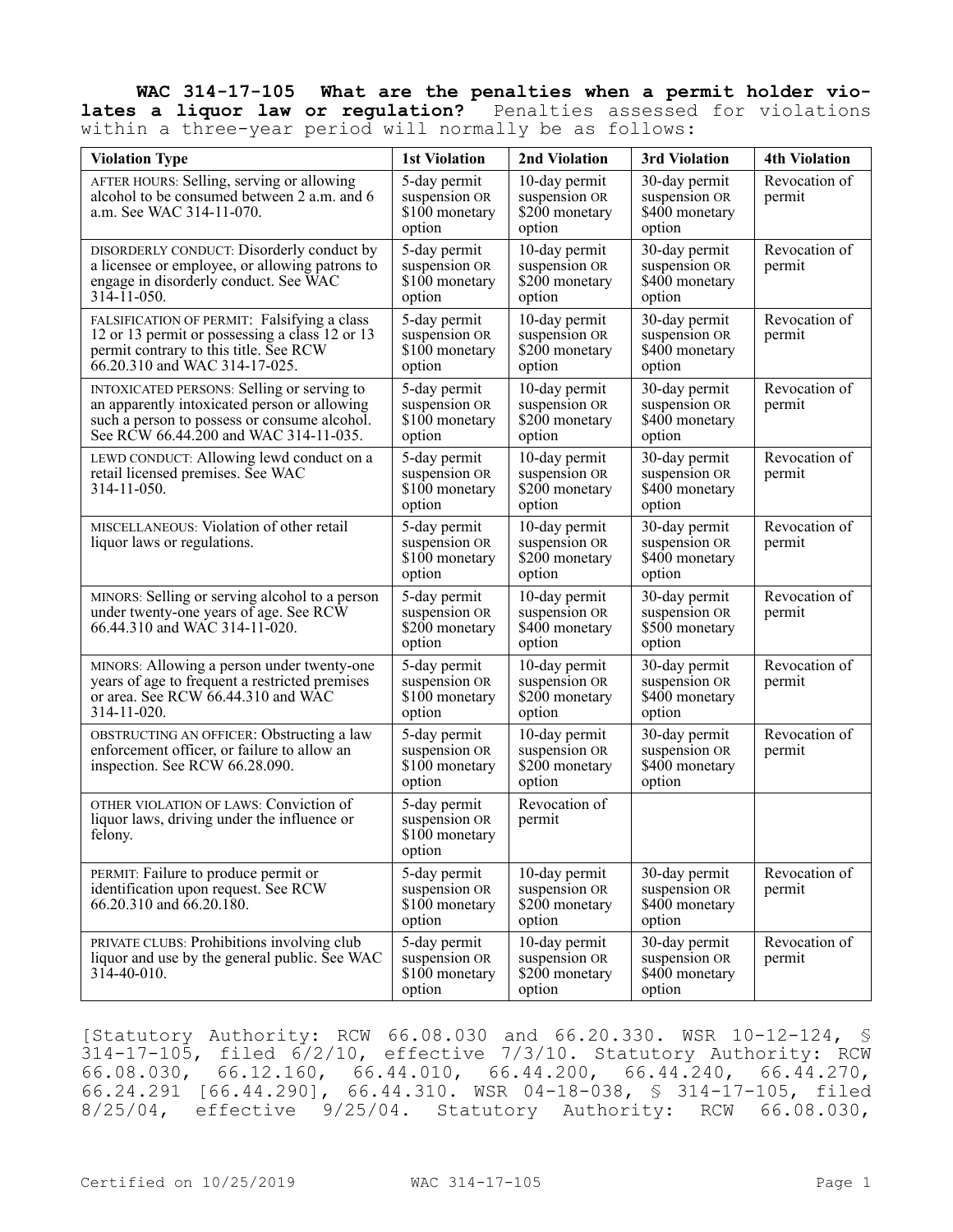**WAC 314-17-105 What are the penalties when a permit holder violates a liquor law or regulation?** Penalties assessed for violations within a three-year period will normally be as follows:

| Violation Type | 1st Violation | 2nd Violation | 3rd Violation | 4th Violation |
|---|---|---|---|---|
| AFTER HOURS: Selling, serving or allowing alcohol to be consumed between 2 a.m. and 6 a.m. See WAC 314-11-070. | 5-day permit suspension OR $100 monetary option | 10-day permit suspension OR $200 monetary option | 30-day permit suspension OR $400 monetary option | Revocation of permit |
| DISORDERLY CONDUCT: Disorderly conduct by a licensee or employee, or allowing patrons to engage in disorderly conduct. See WAC 314-11-050. | 5-day permit suspension OR $100 monetary option | 10-day permit suspension OR $200 monetary option | 30-day permit suspension OR $400 monetary option | Revocation of permit |
| FALSIFICATION OF PERMIT: Falsifying a class 12 or 13 permit or possessing a class 12 or 13 permit contrary to this title. See RCW 66.20.310 and WAC 314-17-025. | 5-day permit suspension OR $100 monetary option | 10-day permit suspension OR $200 monetary option | 30-day permit suspension OR $400 monetary option | Revocation of permit |
| INTOXICATED PERSONS: Selling or serving to an apparently intoxicated person or allowing such a person to possess or consume alcohol. See RCW 66.44.200 and WAC 314-11-035. | 5-day permit suspension OR $100 monetary option | 10-day permit suspension OR $200 monetary option | 30-day permit suspension OR $400 monetary option | Revocation of permit |
| LEWD CONDUCT: Allowing lewd conduct on a retail licensed premises. See WAC 314-11-050. | 5-day permit suspension OR $100 monetary option | 10-day permit suspension OR $200 monetary option | 30-day permit suspension OR $400 monetary option | Revocation of permit |
| MISCELLANEOUS: Violation of other retail liquor laws or regulations. | 5-day permit suspension OR $100 monetary option | 10-day permit suspension OR $200 monetary option | 30-day permit suspension OR $400 monetary option | Revocation of permit |
| MINORS: Selling or serving alcohol to a person under twenty-one years of age. See RCW 66.44.310 and WAC 314-11-020. | 5-day permit suspension OR $200 monetary option | 10-day permit suspension OR $400 monetary option | 30-day permit suspension OR $500 monetary option | Revocation of permit |
| MINORS: Allowing a person under twenty-one years of age to frequent a restricted premises or area. See RCW 66.44.310 and WAC 314-11-020. | 5-day permit suspension OR $100 monetary option | 10-day permit suspension OR $200 monetary option | 30-day permit suspension OR $400 monetary option | Revocation of permit |
| OBSTRUCTING AN OFFICER: Obstructing a law enforcement officer, or failure to allow an inspection. See RCW 66.28.090. | 5-day permit suspension OR $100 monetary option | 10-day permit suspension OR $200 monetary option | 30-day permit suspension OR $400 monetary option | Revocation of permit |
| OTHER VIOLATION OF LAWS: Conviction of liquor laws, driving under the influence or felony. | 5-day permit suspension OR $100 monetary option | Revocation of permit | | |
| PERMIT: Failure to produce permit or identification upon request. See RCW 66.20.310 and 66.20.180. | 5-day permit suspension OR $100 monetary option | 10-day permit suspension OR $200 monetary option | 30-day permit suspension OR $400 monetary option | Revocation of permit |
| PRIVATE CLUBS: Prohibitions involving club liquor and use by the general public. See WAC 314-40-010. | 5-day permit suspension OR $100 monetary option | 10-day permit suspension OR $200 monetary option | 30-day permit suspension OR $400 monetary option | Revocation of permit |

[Statutory Authority: RCW 66.08.030 and 66.20.330. WSR 10-12-124, § 314-17-105, filed 6/2/10, effective 7/3/10. Statutory Authority: RCW 66.08.030, 66.12.160, 66.44.010, 66.44.200, 66.44.240, 66.44.270, 66.24.291 [66.44.290], 66.44.310. WSR 04-18-038, § 314-17-105, filed 8/25/04, effective 9/25/04. Statutory Authority: RCW 66.08.030,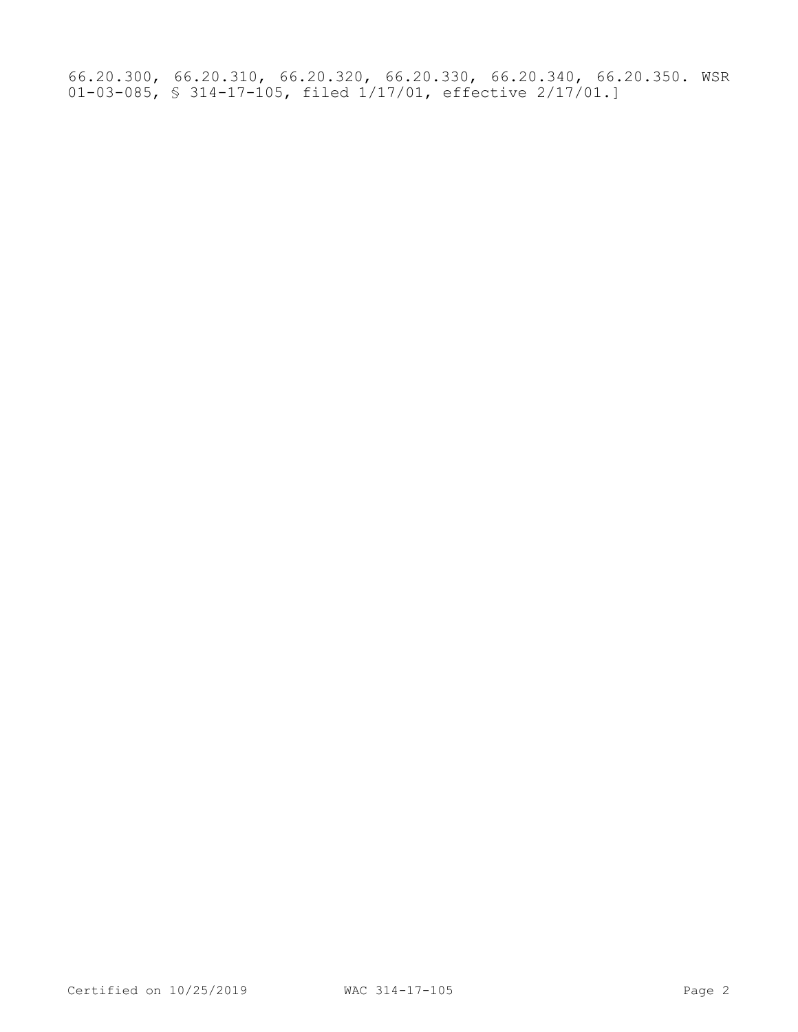66.20.300, 66.20.310, 66.20.320, 66.20.330, 66.20.340, 66.20.350. WSR 01-03-085, § 314-17-105, filed 1/17/01, effective 2/17/01.]